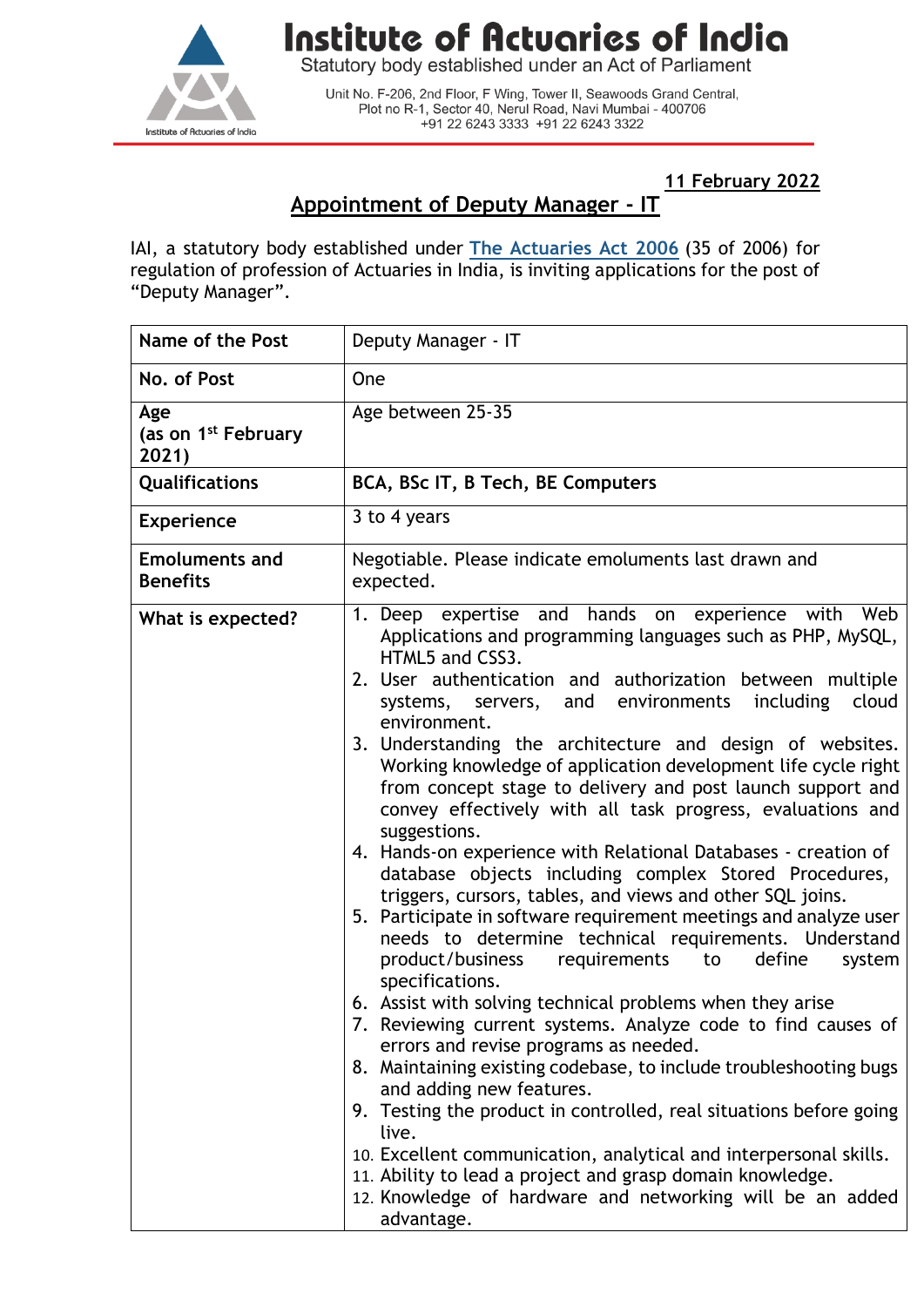# Institute of Actuaries of India

Statutory body established under an Act of Parliament

Unit No. F-206, 2nd Floor, F Wing, Tower II, Seawoods Grand Central, Plot no R-1, Sector 40, Nerul Road, Navi Mumbai - 400706
+91 22 6243 3333 +91 22 6243 3322

**11 February 2022**

## Appointment of Deputy Manager - IT

IAI, a statutory body established under The Actuaries Act 2006 (35 of 2006) for regulation of profession of Actuaries in India, is inviting applications for the post of "Deputy Manager".

| **Name of the Post** | Deputy Manager - IT |
|---|---|
| **No. of Post** | One |
| **Age (as on 1st February 2021)** | Age between 25-35 |
| **Qualifications** | **BCA, BSc IT, B Tech, BE Computers** |
| **Experience** | 3 to 4 years |
| **Emoluments and Benefits** | Negotiable. Please indicate emoluments last drawn and expected. |
| **What is expected?** | 1. Deep expertise and hands on experience with Web Applications and programming languages such as PHP, MySQL, HTML5 and CSS3.<br>2. User authentication and authorization between multiple systems, servers, and environments including cloud environment.<br>3. Understanding the architecture and design of websites. Working knowledge of application development life cycle right from concept stage to delivery and post launch support and convey effectively with all task progress, evaluations and suggestions.<br>4. Hands-on experience with Relational Databases - creation of database objects including complex Stored Procedures, triggers, cursors, tables, and views and other SQL joins.<br>5. Participate in software requirement meetings and analyze user needs to determine technical requirements. Understand product/business requirements to define system specifications.<br>6. Assist with solving technical problems when they arise<br>7. Reviewing current systems. Analyze code to find causes of errors and revise programs as needed.<br>8. Maintaining existing codebase, to include troubleshooting bugs and adding new features.<br>9. Testing the product in controlled, real situations before going live.<br>10. Excellent communication, analytical and interpersonal skills.<br>11. Ability to lead a project and grasp domain knowledge.<br>12. Knowledge of hardware and networking will be an added advantage. |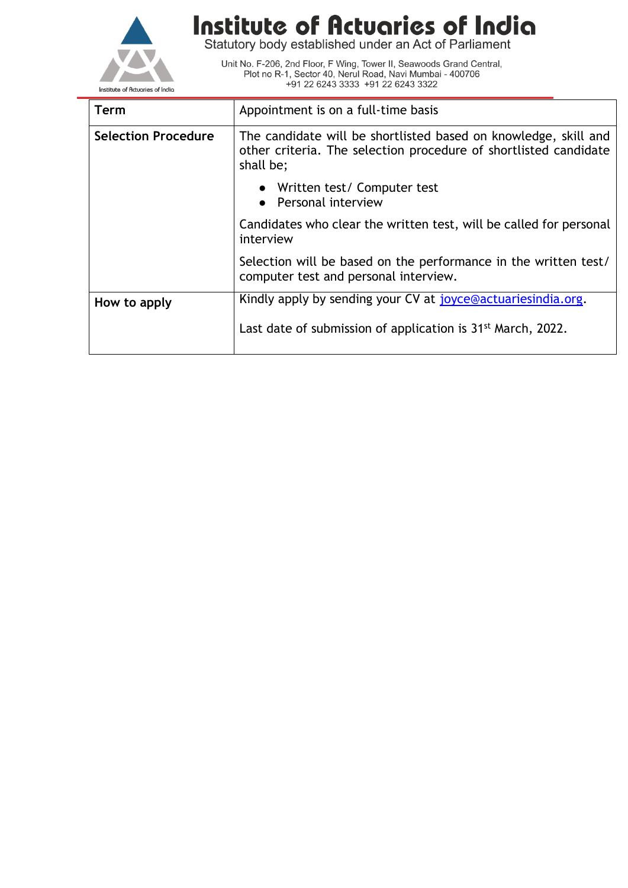| | |
|---|---|
| **Term** | Appointment is on a full-time basis |
| **Selection Procedure** | The candidate will be shortlisted based on knowledge, skill and other criteria. The selection procedure of shortlisted candidate shall be;<br>• Written test/ Computer test<br>• Personal interview<br>Candidates who clear the written test, will be called for personal interview<br>Selection will be based on the performance in the written test/ computer test and personal interview. |
| **How to apply** | Kindly apply by sending your CV at joyce@actuariesindia.org.<br>Last date of submission of application is 31st March, 2022. |